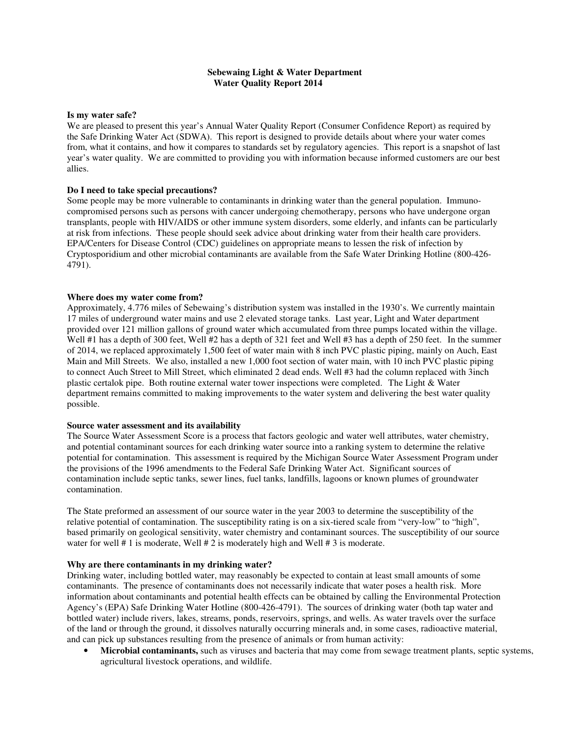# Sebewaing Light & Water Department
## Water Quality Report 2014

**Is my water safe?**

We are pleased to present this year's Annual Water Quality Report (Consumer Confidence Report) as required by the Safe Drinking Water Act (SDWA). This report is designed to provide details about where your water comes from, what it contains, and how it compares to standards set by regulatory agencies. This report is a snapshot of last year's water quality. We are committed to providing you with information because informed customers are our best allies.

**Do I need to take special precautions?**

Some people may be more vulnerable to contaminants in drinking water than the general population. Immuno-compromised persons such as persons with cancer undergoing chemotherapy, persons who have undergone organ transplants, people with HIV/AIDS or other immune system disorders, some elderly, and infants can be particularly at risk from infections. These people should seek advice about drinking water from their health care providers. EPA/Centers for Disease Control (CDC) guidelines on appropriate means to lessen the risk of infection by Cryptosporidium and other microbial contaminants are available from the Safe Water Drinking Hotline (800-426-4791).

**Where does my water come from?**

Approximately, 4.776 miles of Sebewaing's distribution system was installed in the 1930's. We currently maintain 17 miles of underground water mains and use 2 elevated storage tanks. Last year, Light and Water department provided over 121 million gallons of ground water which accumulated from three pumps located within the village. Well #1 has a depth of 300 feet, Well #2 has a depth of 321 feet and Well #3 has a depth of 250 feet. In the summer of 2014, we replaced approximately 1,500 feet of water main with 8 inch PVC plastic piping, mainly on Auch, East Main and Mill Streets. We also, installed a new 1,000 foot section of water main, with 10 inch PVC plastic piping to connect Auch Street to Mill Street, which eliminated 2 dead ends. Well #3 had the column replaced with 3inch plastic certalok pipe. Both routine external water tower inspections were completed. The Light & Water department remains committed to making improvements to the water system and delivering the best water quality possible.

**Source water assessment and its availability**

The Source Water Assessment Score is a process that factors geologic and water well attributes, water chemistry, and potential contaminant sources for each drinking water source into a ranking system to determine the relative potential for contamination. This assessment is required by the Michigan Source Water Assessment Program under the provisions of the 1996 amendments to the Federal Safe Drinking Water Act. Significant sources of contamination include septic tanks, sewer lines, fuel tanks, landfills, lagoons or known plumes of groundwater contamination.

The State preformed an assessment of our source water in the year 2003 to determine the susceptibility of the relative potential of contamination. The susceptibility rating is on a six-tiered scale from "very-low" to "high", based primarily on geological sensitivity, water chemistry and contaminant sources. The susceptibility of our source water for well # 1 is moderate, Well # 2 is moderately high and Well # 3 is moderate.

**Why are there contaminants in my drinking water?**

Drinking water, including bottled water, may reasonably be expected to contain at least small amounts of some contaminants. The presence of contaminants does not necessarily indicate that water poses a health risk. More information about contaminants and potential health effects can be obtained by calling the Environmental Protection Agency's (EPA) Safe Drinking Water Hotline (800-426-4791). The sources of drinking water (both tap water and bottled water) include rivers, lakes, streams, ponds, reservoirs, springs, and wells. As water travels over the surface of the land or through the ground, it dissolves naturally occurring minerals and, in some cases, radioactive material, and can pick up substances resulting from the presence of animals or from human activity:

- **Microbial contaminants,** such as viruses and bacteria that may come from sewage treatment plants, septic systems, agricultural livestock operations, and wildlife.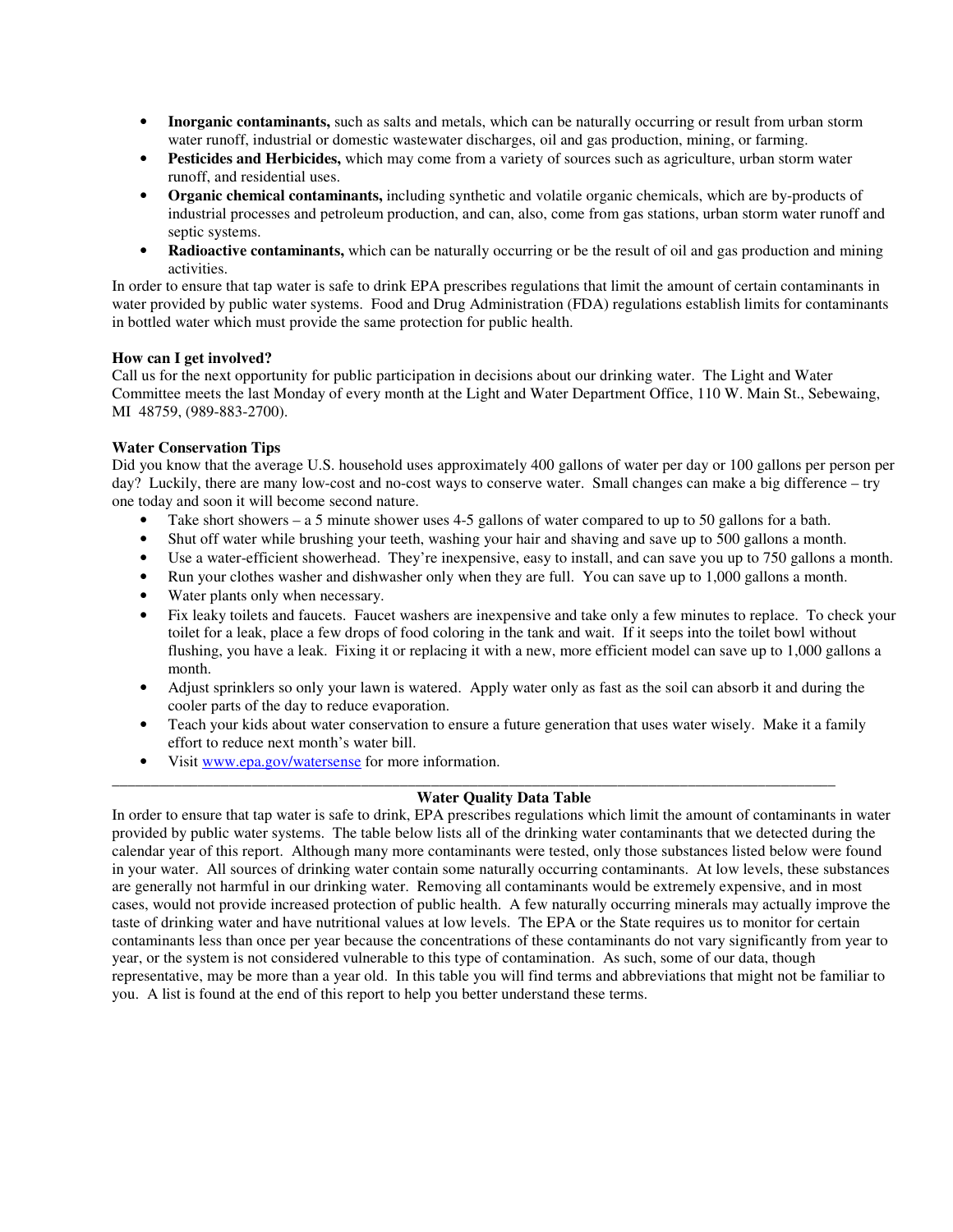- **Inorganic contaminants,** such as salts and metals, which can be naturally occurring or result from urban storm water runoff, industrial or domestic wastewater discharges, oil and gas production, mining, or farming.
- **Pesticides and Herbicides,** which may come from a variety of sources such as agriculture, urban storm water runoff, and residential uses.
- **Organic chemical contaminants,** including synthetic and volatile organic chemicals, which are by-products of industrial processes and petroleum production, and can, also, come from gas stations, urban storm water runoff and septic systems.
- **Radioactive contaminants,** which can be naturally occurring or be the result of oil and gas production and mining activities.

In order to ensure that tap water is safe to drink EPA prescribes regulations that limit the amount of certain contaminants in water provided by public water systems. Food and Drug Administration (FDA) regulations establish limits for contaminants in bottled water which must provide the same protection for public health.

**How can I get involved?**

Call us for the next opportunity for public participation in decisions about our drinking water. The Light and Water Committee meets the last Monday of every month at the Light and Water Department Office, 110 W. Main St., Sebewaing, MI 48759, (989-883-2700).

**Water Conservation Tips**

Did you know that the average U.S. household uses approximately 400 gallons of water per day or 100 gallons per person per day? Luckily, there are many low-cost and no-cost ways to conserve water. Small changes can make a big difference – try one today and soon it will become second nature.

- Take short showers – a 5 minute shower uses 4-5 gallons of water compared to up to 50 gallons for a bath.
- Shut off water while brushing your teeth, washing your hair and shaving and save up to 500 gallons a month.
- Use a water-efficient showerhead. They're inexpensive, easy to install, and can save you up to 750 gallons a month.
- Run your clothes washer and dishwasher only when they are full. You can save up to 1,000 gallons a month.
- Water plants only when necessary.
- Fix leaky toilets and faucets. Faucet washers are inexpensive and take only a few minutes to replace. To check your toilet for a leak, place a few drops of food coloring in the tank and wait. If it seeps into the toilet bowl without flushing, you have a leak. Fixing it or replacing it with a new, more efficient model can save up to 1,000 gallons a month.
- Adjust sprinklers so only your lawn is watered. Apply water only as fast as the soil can absorb it and during the cooler parts of the day to reduce evaporation.
- Teach your kids about water conservation to ensure a future generation that uses water wisely. Make it a family effort to reduce next month's water bill.
- Visit www.epa.gov/watersense for more information.

---

**Water Quality Data Table**

In order to ensure that tap water is safe to drink, EPA prescribes regulations which limit the amount of contaminants in water provided by public water systems. The table below lists all of the drinking water contaminants that we detected during the calendar year of this report. Although many more contaminants were tested, only those substances listed below were found in your water. All sources of drinking water contain some naturally occurring contaminants. At low levels, these substances are generally not harmful in our drinking water. Removing all contaminants would be extremely expensive, and in most cases, would not provide increased protection of public health. A few naturally occurring minerals may actually improve the taste of drinking water and have nutritional values at low levels. The EPA or the State requires us to monitor for certain contaminants less than once per year because the concentrations of these contaminants do not vary significantly from year to year, or the system is not considered vulnerable to this type of contamination. As such, some of our data, though representative, may be more than a year old. In this table you will find terms and abbreviations that might not be familiar to you. A list is found at the end of this report to help you better understand these terms.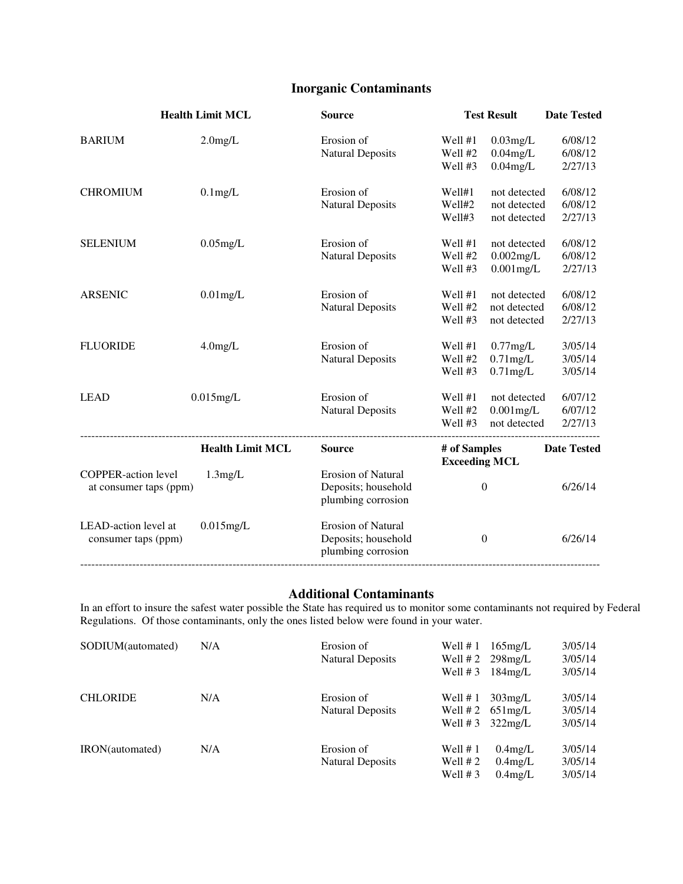## Inorganic Contaminants

| | Health Limit MCL | Source | Test Result | | Date Tested |
|---|---|---|---|---|---|
| BARIUM | 2.0mg/L | Erosion of Natural Deposits | Well #1 | 0.03mg/L | 6/08/12 |
| | | | Well #2 | 0.04mg/L | 6/08/12 |
| | | | Well #3 | 0.04mg/L | 2/27/13 |
| CHROMIUM | 0.1mg/L | Erosion of Natural Deposits | Well#1 | not detected | 6/08/12 |
| | | | Well#2 | not detected | 6/08/12 |
| | | | Well#3 | not detected | 2/27/13 |
| SELENIUM | 0.05mg/L | Erosion of Natural Deposits | Well #1 | not detected | 6/08/12 |
| | | | Well #2 | 0.002mg/L | 6/08/12 |
| | | | Well #3 | 0.001mg/L | 2/27/13 |
| ARSENIC | 0.01mg/L | Erosion of Natural Deposits | Well #1 | not detected | 6/08/12 |
| | | | Well #2 | not detected | 6/08/12 |
| | | | Well #3 | not detected | 2/27/13 |
| FLUORIDE | 4.0mg/L | Erosion of Natural Deposits | Well #1 | 0.77mg/L | 3/05/14 |
| | | | Well #2 | 0.71mg/L | 3/05/14 |
| | | | Well #3 | 0.71mg/L | 3/05/14 |
| LEAD | 0.015mg/L | Erosion of Natural Deposits | Well #1 | not detected | 6/07/12 |
| | | | Well #2 | 0.001mg/L | 6/07/12 |
| | | | Well #3 | not detected | 2/27/13 |

| | Health Limit MCL | Source | # of Samples Exceeding MCL | Date Tested |
|---|---|---|---|---|
| COPPER-action level at consumer taps (ppm) | 1.3mg/L | Erosion of Natural Deposits; household plumbing corrosion | 0 | 6/26/14 |
| LEAD-action level at consumer taps (ppm) | 0.015mg/L | Erosion of Natural Deposits; household plumbing corrosion | 0 | 6/26/14 |

## Additional Contaminants

In an effort to insure the safest water possible the State has required us to monitor some contaminants not required by Federal Regulations. Of those contaminants, only the ones listed below were found in your water.

| | | | | | |
|---|---|---|---|---|---|
| SODIUM(automated) | N/A | Erosion of Natural Deposits | Well # 1 | 165mg/L | 3/05/14 |
| | | | Well # 2 | 298mg/L | 3/05/14 |
| | | | Well # 3 | 184mg/L | 3/05/14 |
| CHLORIDE | N/A | Erosion of Natural Deposits | Well # 1 | 303mg/L | 3/05/14 |
| | | | Well # 2 | 651mg/L | 3/05/14 |
| | | | Well # 3 | 322mg/L | 3/05/14 |
| IRON(automated) | N/A | Erosion of Natural Deposits | Well # 1 | 0.4mg/L | 3/05/14 |
| | | | Well # 2 | 0.4mg/L | 3/05/14 |
| | | | Well # 3 | 0.4mg/L | 3/05/14 |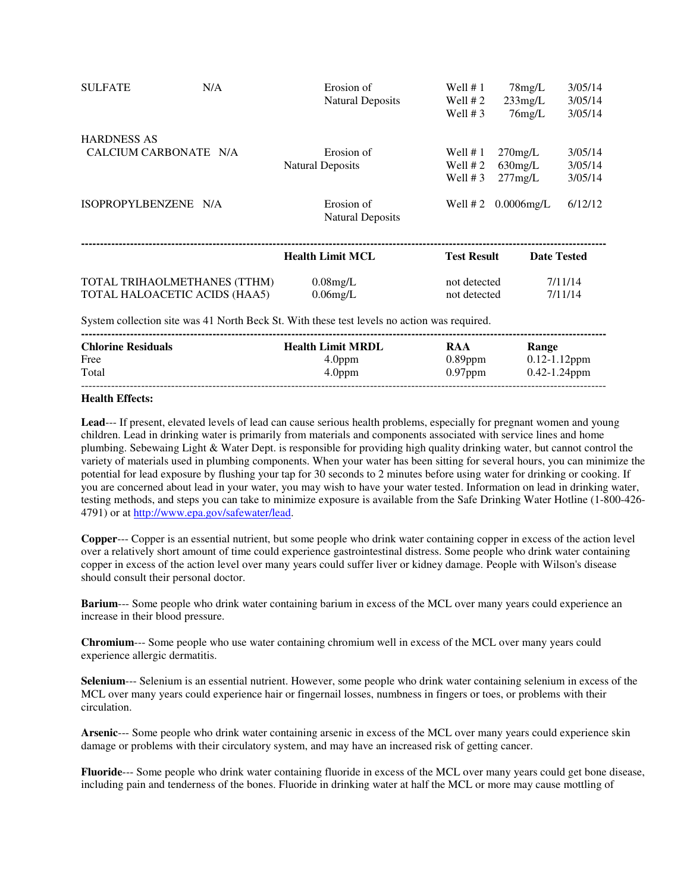| | | | | | |
|---|---|---|---|---|---|
| SULFATE | N/A | Erosion of Natural Deposits | Well # 1<br>Well # 2<br>Well # 3 | 78mg/L<br>233mg/L<br>76mg/L | 3/05/14<br>3/05/14<br>3/05/14 |
| HARDNESS AS CALCIUM CARBONATE | N/A | Erosion of Natural Deposits | Well # 1<br>Well # 2<br>Well # 3 | 270mg/L<br>630mg/L<br>277mg/L | 3/05/14<br>3/05/14<br>3/05/14 |
| ISOPROPYLBENZENE | N/A | Erosion of Natural Deposits | Well # 2 | 0.0006mg/L | 6/12/12 |

| | Health Limit MCL | Test Result | Date Tested |
|---|---|---|---|
| TOTAL TRIHAOLMETHANES (TTHM) | 0.08mg/L | not detected | 7/11/14 |
| TOTAL HALOACETIC ACIDS (HAA5) | 0.06mg/L | not detected | 7/11/14 |

System collection site was 41 North Beck St. With these test levels no action was required.

| Chlorine Residuals | Health Limit MRDL | RAA | Range |
|---|---|---|---|
| Free | 4.0ppm | 0.89ppm | 0.12-1.12ppm |
| Total | 4.0ppm | 0.97ppm | 0.42-1.24ppm |

**Health Effects:**

**Lead**--- If present, elevated levels of lead can cause serious health problems, especially for pregnant women and young children. Lead in drinking water is primarily from materials and components associated with service lines and home plumbing. Sebewaing Light & Water Dept. is responsible for providing high quality drinking water, but cannot control the variety of materials used in plumbing components. When your water has been sitting for several hours, you can minimize the potential for lead exposure by flushing your tap for 30 seconds to 2 minutes before using water for drinking or cooking. If you are concerned about lead in your water, you may wish to have your water tested. Information on lead in drinking water, testing methods, and steps you can take to minimize exposure is available from the Safe Drinking Water Hotline (1-800-426-4791) or at http://www.epa.gov/safewater/lead.

**Copper**--- Copper is an essential nutrient, but some people who drink water containing copper in excess of the action level over a relatively short amount of time could experience gastrointestinal distress. Some people who drink water containing copper in excess of the action level over many years could suffer liver or kidney damage. People with Wilson's disease should consult their personal doctor.

**Barium**--- Some people who drink water containing barium in excess of the MCL over many years could experience an increase in their blood pressure.

**Chromium**--- Some people who use water containing chromium well in excess of the MCL over many years could experience allergic dermatitis.

**Selenium**--- Selenium is an essential nutrient. However, some people who drink water containing selenium in excess of the MCL over many years could experience hair or fingernail losses, numbness in fingers or toes, or problems with their circulation.

**Arsenic**--- Some people who drink water containing arsenic in excess of the MCL over many years could experience skin damage or problems with their circulatory system, and may have an increased risk of getting cancer.

**Fluoride**--- Some people who drink water containing fluoride in excess of the MCL over many years could get bone disease, including pain and tenderness of the bones. Fluoride in drinking water at half the MCL or more may cause mottling of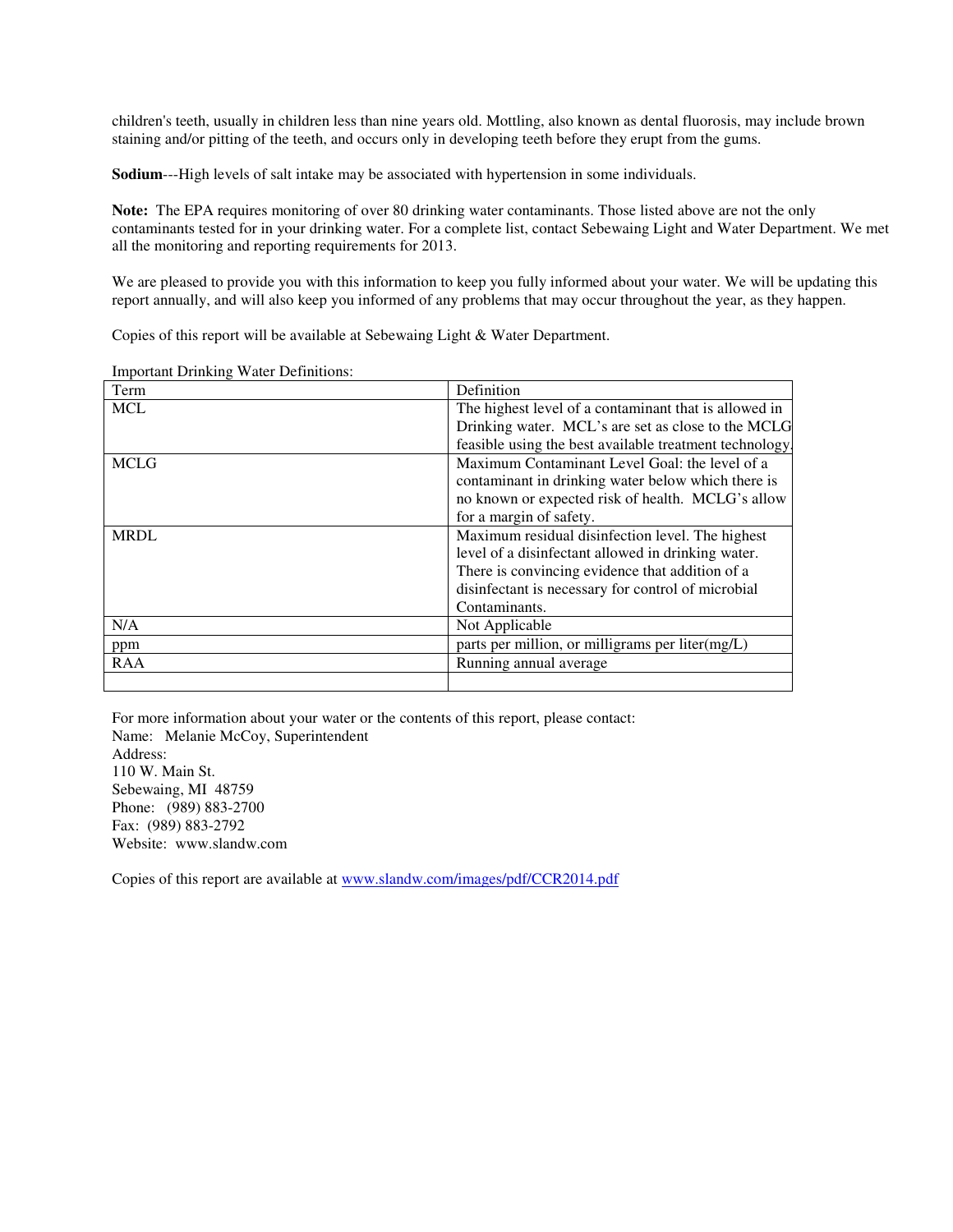children's teeth, usually in children less than nine years old. Mottling, also known as dental fluorosis, may include brown staining and/or pitting of the teeth, and occurs only in developing teeth before they erupt from the gums.

**Sodium**---High levels of salt intake may be associated with hypertension in some individuals.

**Note:** The EPA requires monitoring of over 80 drinking water contaminants. Those listed above are not the only contaminants tested for in your drinking water. For a complete list, contact Sebewaing Light and Water Department. We met all the monitoring and reporting requirements for 2013.

We are pleased to provide you with this information to keep you fully informed about your water. We will be updating this report annually, and will also keep you informed of any problems that may occur throughout the year, as they happen.

Copies of this report will be available at Sebewaing Light & Water Department.

Important Drinking Water Definitions:

| Term | Definition |
|---|---|
| MCL | The highest level of a contaminant that is allowed in Drinking water. MCL's are set as close to the MCLG feasible using the best available treatment technology. |
| MCLG | Maximum Contaminant Level Goal: the level of a contaminant in drinking water below which there is no known or expected risk of health. MCLG's allow for a margin of safety. |
| MRDL | Maximum residual disinfection level. The highest level of a disinfectant allowed in drinking water. There is convincing evidence that addition of a disinfectant is necessary for control of microbial Contaminants. |
| N/A | Not Applicable |
| ppm | parts per million, or milligrams per liter(mg/L) |
| RAA | Running annual average |
| | |

For more information about your water or the contents of this report, please contact:
Name: Melanie McCoy, Superintendent
Address:
110 W. Main St.
Sebewaing, MI 48759
Phone: (989) 883-2700
Fax: (989) 883-2792
Website: www.slandw.com

Copies of this report are available at www.slandw.com/images/pdf/CCR2014.pdf